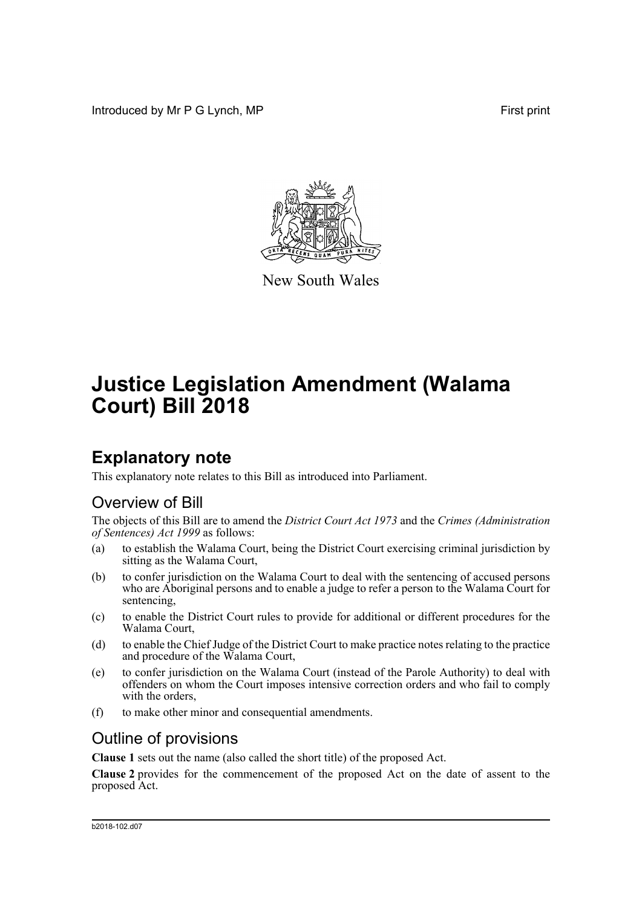Introduced by Mr P G Lynch, MP

First print

New South Wales

# Justice Legislation Amendment (Walama Court) Bill 2018

## Explanatory note

This explanatory note relates to this Bill as introduced into Parliament.

### Overview of Bill

The objects of this Bill are to amend the *District Court Act 1973* and the *Crimes (Administration of Sentences) Act 1999* as follows:

(a) to establish the Walama Court, being the District Court exercising criminal jurisdiction by sitting as the Walama Court,

(b) to confer jurisdiction on the Walama Court to deal with the sentencing of accused persons who are Aboriginal persons and to enable a judge to refer a person to the Walama Court for sentencing,

(c) to enable the District Court rules to provide for additional or different procedures for the Walama Court,

(d) to enable the Chief Judge of the District Court to make practice notes relating to the practice and procedure of the Walama Court,

(e) to confer jurisdiction on the Walama Court (instead of the Parole Authority) to deal with offenders on whom the Court imposes intensive correction orders and who fail to comply with the orders,

(f) to make other minor and consequential amendments.

### Outline of provisions

**Clause 1** sets out the name (also called the short title) of the proposed Act.

**Clause 2** provides for the commencement of the proposed Act on the date of assent to the proposed Act.

b2018-102.d07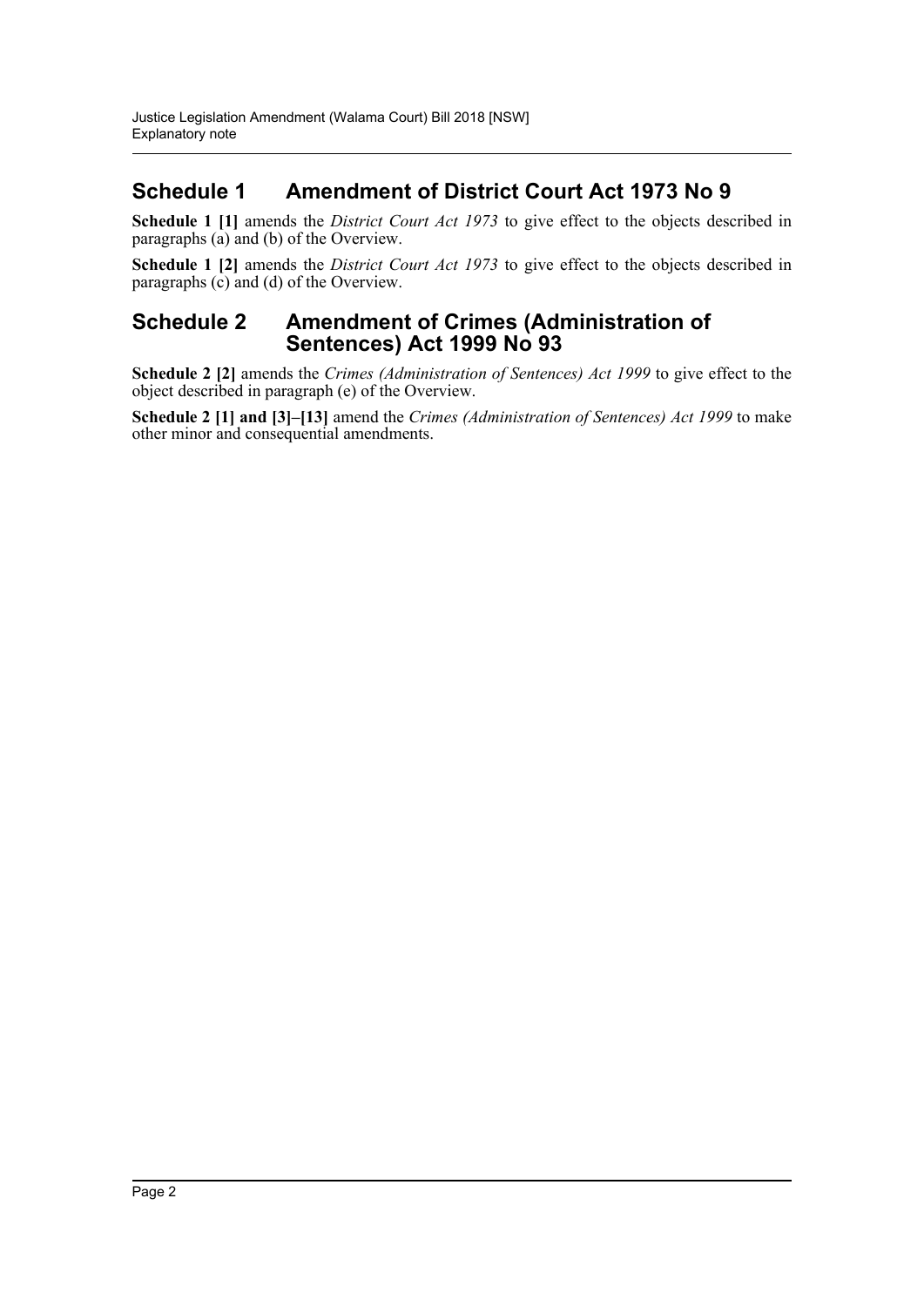## Schedule 1 Amendment of District Court Act 1973 No 9

**Schedule 1 [1]** amends the *District Court Act 1973* to give effect to the objects described in paragraphs (a) and (b) of the Overview.

**Schedule 1 [2]** amends the *District Court Act 1973* to give effect to the objects described in paragraphs (c) and (d) of the Overview.

## Schedule 2 Amendment of Crimes (Administration of Sentences) Act 1999 No 93

**Schedule 2 [2]** amends the *Crimes (Administration of Sentences) Act 1999* to give effect to the object described in paragraph (e) of the Overview.

**Schedule 2 [1] and [3]–[13]** amend the *Crimes (Administration of Sentences) Act 1999* to make other minor and consequential amendments.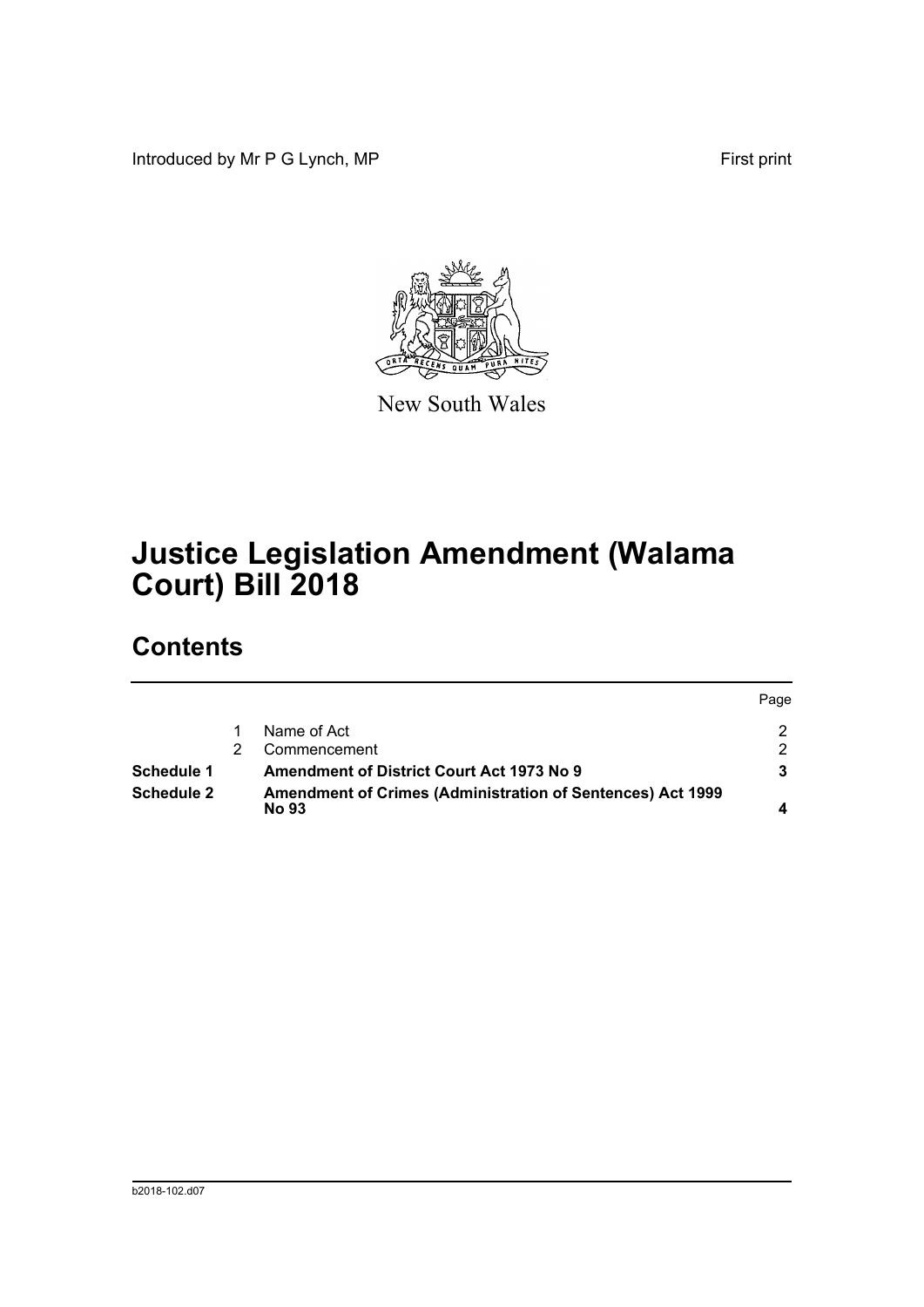Introduced by Mr P G Lynch, MP

First print

New South Wales

# Justice Legislation Amendment (Walama Court) Bill 2018

## Contents

| | | | Page |
|---|---|---|---|
| | 1 | Name of Act | 2 |
| | 2 | Commencement | 2 |
| **Schedule 1** | | **Amendment of District Court Act 1973 No 9** | **3** |
| **Schedule 2** | | **Amendment of Crimes (Administration of Sentences) Act 1999 No 93** | **4** |

b2018-102.d07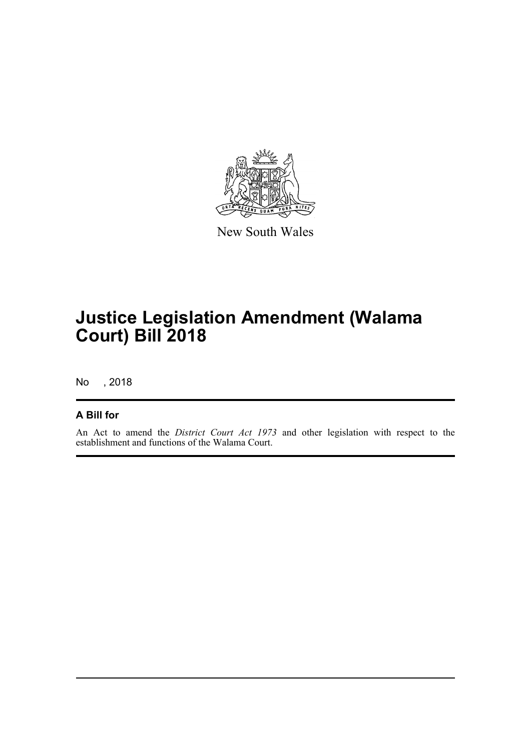New South Wales

# Justice Legislation Amendment (Walama Court) Bill 2018

No , 2018

## A Bill for

An Act to amend the *District Court Act 1973* and other legislation with respect to the establishment and functions of the Walama Court.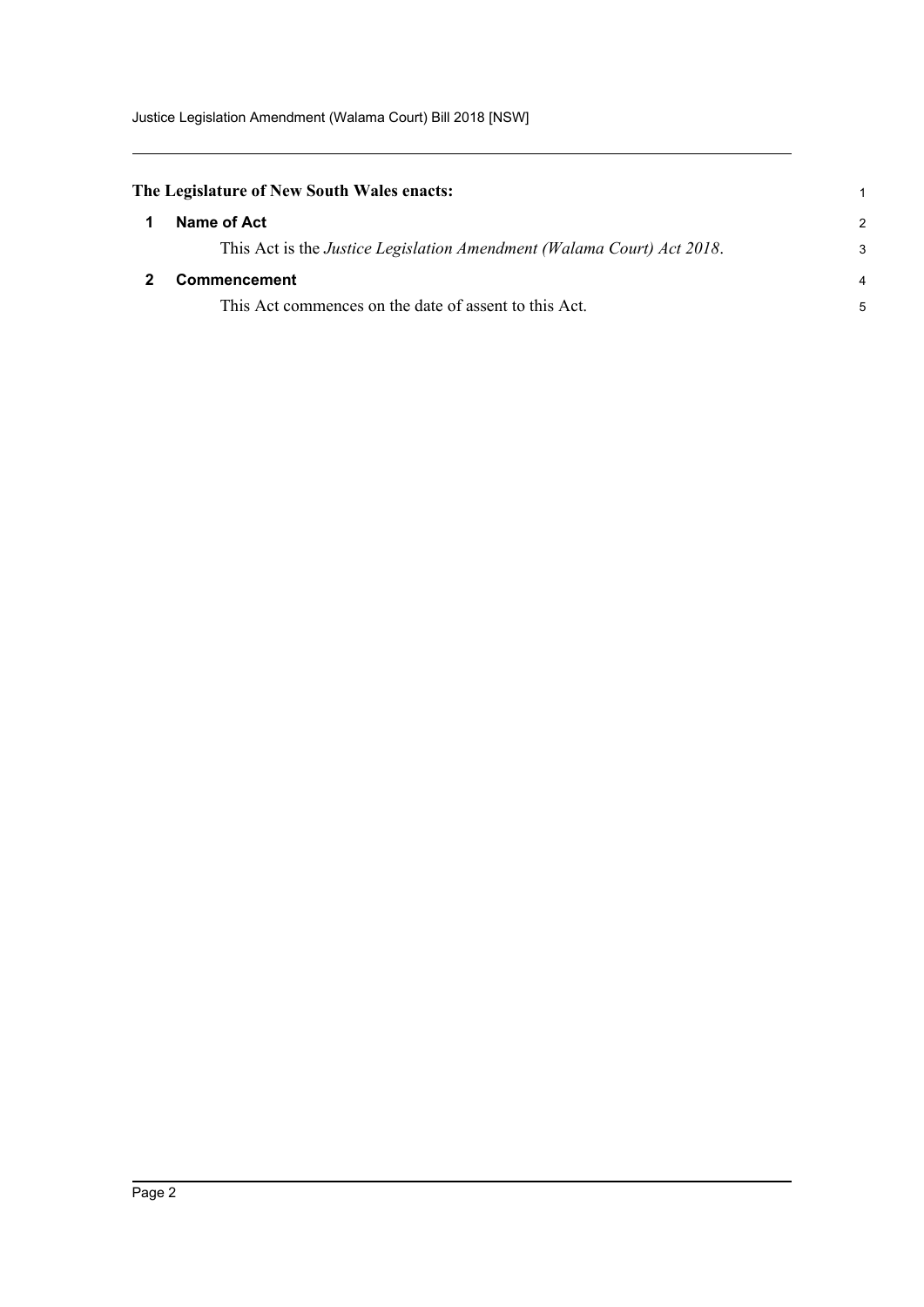**The Legislature of New South Wales enacts:**

## 1 Name of Act

This Act is the *Justice Legislation Amendment (Walama Court) Act 2018*.

## 2 Commencement

This Act commences on the date of assent to this Act.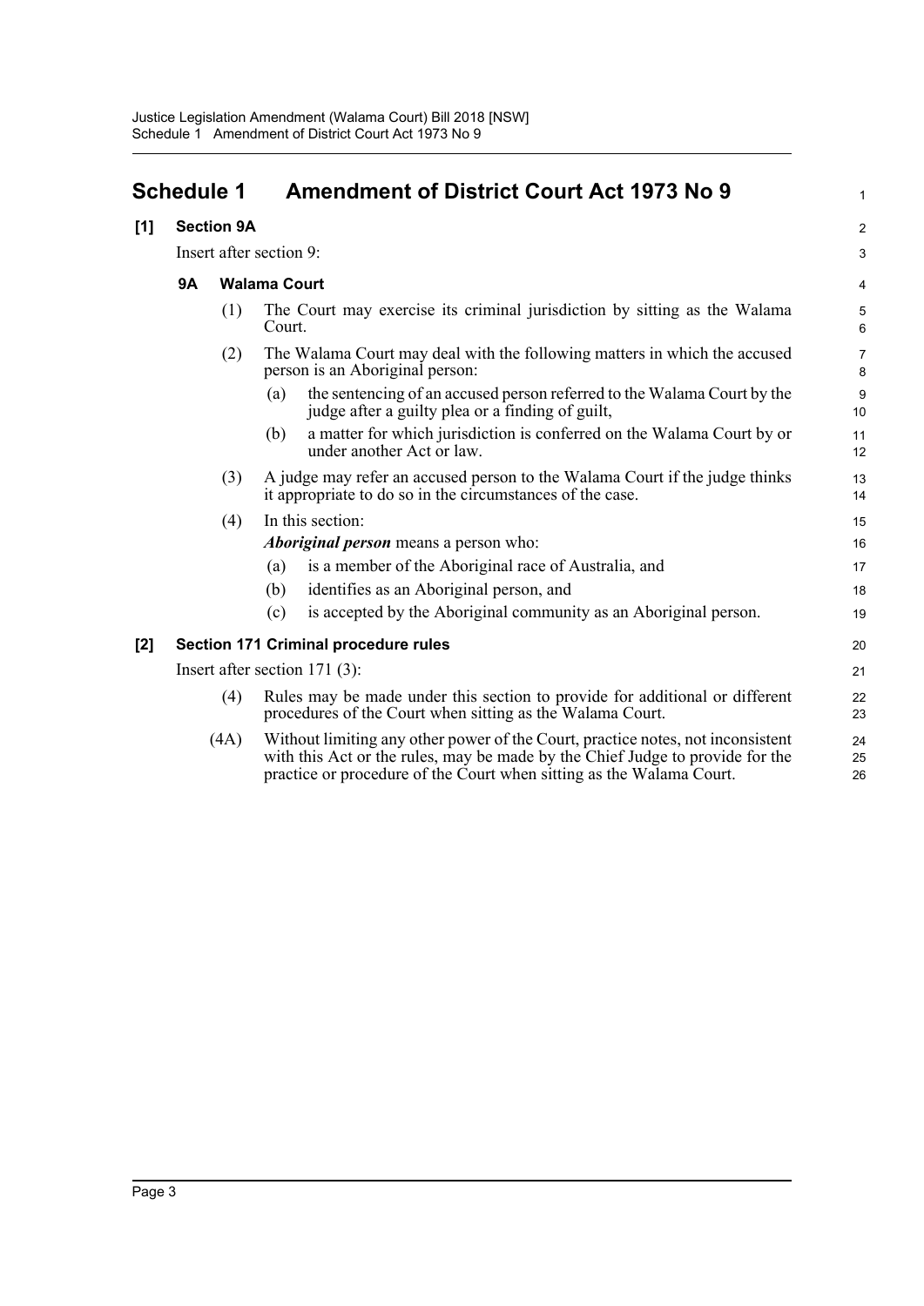# Schedule 1 Amendment of District Court Act 1973 No 9

**[1] Section 9A**

Insert after section 9:

### 9A Walama Court

(1) The Court may exercise its criminal jurisdiction by sitting as the Walama Court.

(2) The Walama Court may deal with the following matters in which the accused person is an Aboriginal person:

(a) the sentencing of an accused person referred to the Walama Court by the judge after a guilty plea or a finding of guilt,

(b) a matter for which jurisdiction is conferred on the Walama Court by or under another Act or law.

(3) A judge may refer an accused person to the Walama Court if the judge thinks it appropriate to do so in the circumstances of the case.

(4) In this section:

***Aboriginal person*** means a person who:

(a) is a member of the Aboriginal race of Australia, and

(b) identifies as an Aboriginal person, and

(c) is accepted by the Aboriginal community as an Aboriginal person.

**[2] Section 171 Criminal procedure rules**

Insert after section 171 (3):

(4) Rules may be made under this section to provide for additional or different procedures of the Court when sitting as the Walama Court.

(4A) Without limiting any other power of the Court, practice notes, not inconsistent with this Act or the rules, may be made by the Chief Judge to provide for the practice or procedure of the Court when sitting as the Walama Court.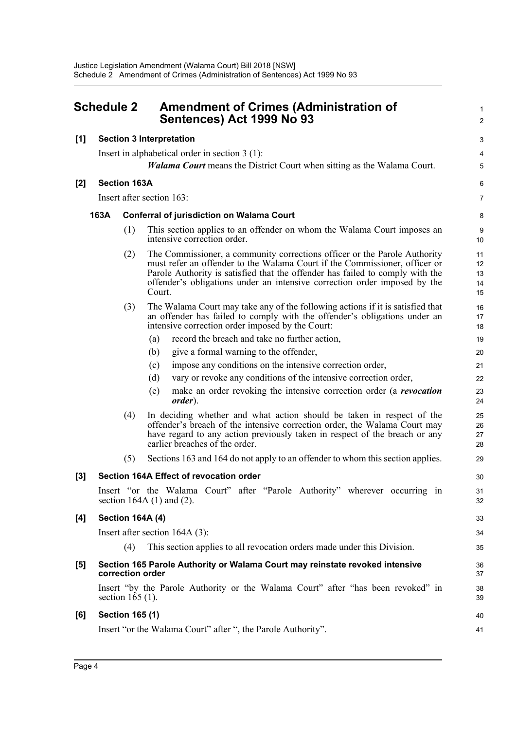## Schedule 2 Amendment of Crimes (Administration of Sentences) Act 1999 No 93

**[1] Section 3 Interpretation**

Insert in alphabetical order in section 3 (1):

> ***Walama Court*** means the District Court when sitting as the Walama Court.

**[2] Section 163A**

Insert after section 163:

**163A Conferral of jurisdiction on Walama Court**

(1) This section applies to an offender on whom the Walama Court imposes an intensive correction order.

(2) The Commissioner, a community corrections officer or the Parole Authority must refer an offender to the Walama Court if the Commissioner, officer or Parole Authority is satisfied that the offender has failed to comply with the offender's obligations under an intensive correction order imposed by the Court.

(3) The Walama Court may take any of the following actions if it is satisfied that an offender has failed to comply with the offender's obligations under an intensive correction order imposed by the Court:

- (a) record the breach and take no further action,
- (b) give a formal warning to the offender,
- (c) impose any conditions on the intensive correction order,
- (d) vary or revoke any conditions of the intensive correction order,
- (e) make an order revoking the intensive correction order (a ***revocation order***).

(4) In deciding whether and what action should be taken in respect of the offender's breach of the intensive correction order, the Walama Court may have regard to any action previously taken in respect of the breach or any earlier breaches of the order.

(5) Sections 163 and 164 do not apply to an offender to whom this section applies.

**[3] Section 164A Effect of revocation order**

Insert "or the Walama Court" after "Parole Authority" wherever occurring in section 164A (1) and (2).

**[4] Section 164A (4)**

Insert after section 164A (3):

(4) This section applies to all revocation orders made under this Division.

**[5] Section 165 Parole Authority or Walama Court may reinstate revoked intensive correction order**

Insert "by the Parole Authority or the Walama Court" after "has been revoked" in section 165 (1).

**[6] Section 165 (1)**

Insert "or the Walama Court" after ", the Parole Authority".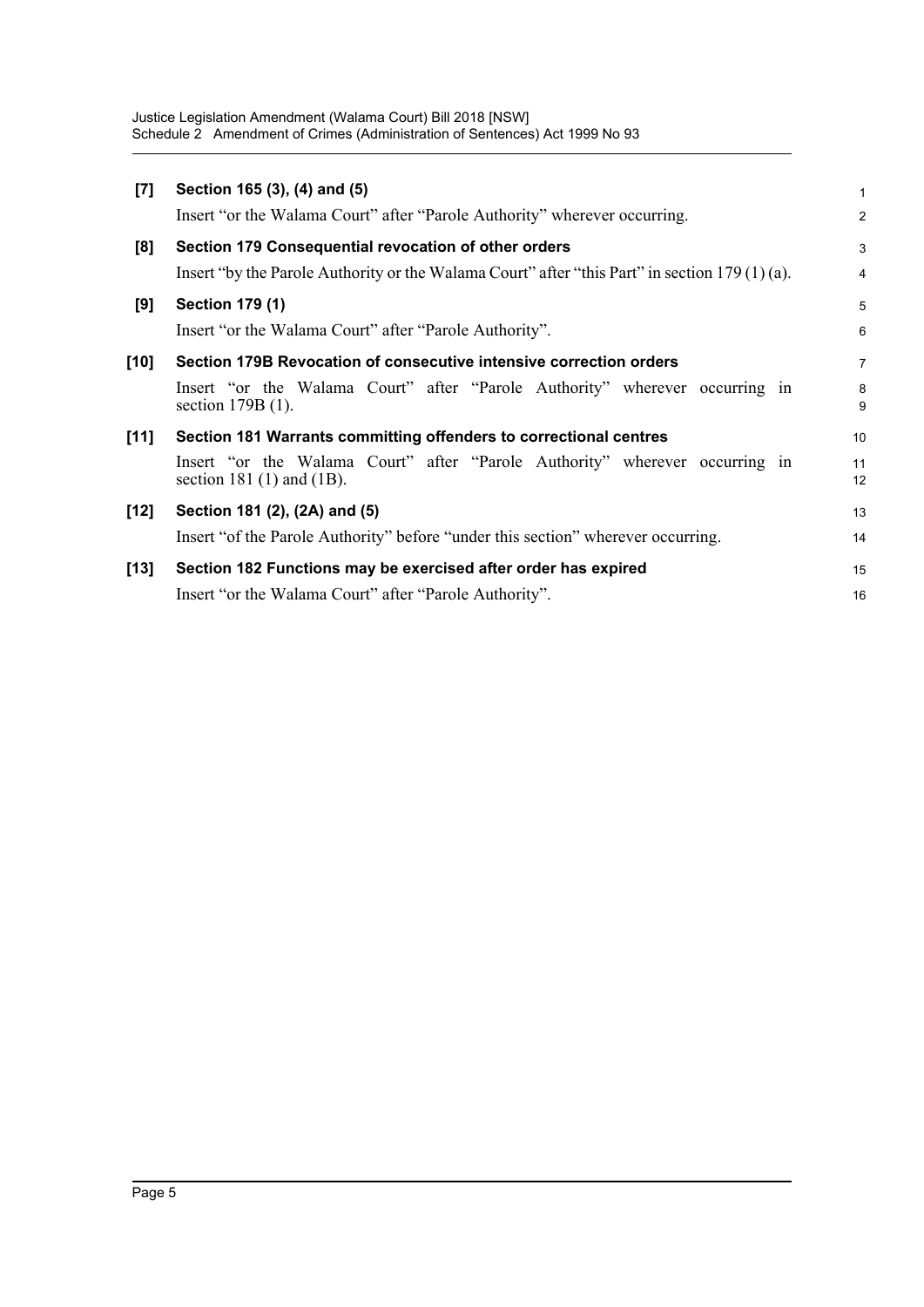**[7] Section 165 (3), (4) and (5)**

Insert "or the Walama Court" after "Parole Authority" wherever occurring.

**[8] Section 179 Consequential revocation of other orders**

Insert "by the Parole Authority or the Walama Court" after "this Part" in section 179 (1) (a).

**[9] Section 179 (1)**

Insert "or the Walama Court" after "Parole Authority".

**[10] Section 179B Revocation of consecutive intensive correction orders**

Insert "or the Walama Court" after "Parole Authority" wherever occurring in section 179B (1).

**[11] Section 181 Warrants committing offenders to correctional centres**

Insert "or the Walama Court" after "Parole Authority" wherever occurring in section 181 (1) and (1B).

**[12] Section 181 (2), (2A) and (5)**

Insert "of the Parole Authority" before "under this section" wherever occurring.

**[13] Section 182 Functions may be exercised after order has expired**

Insert "or the Walama Court" after "Parole Authority".